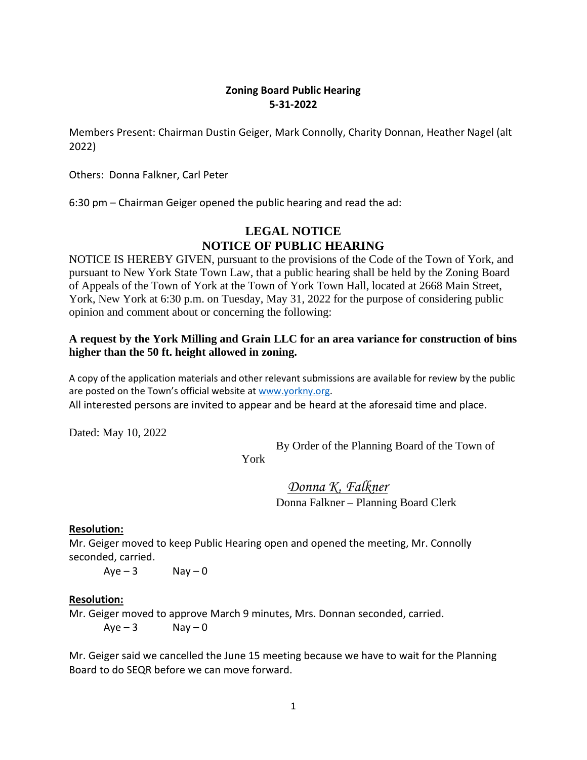**Zoning Board Public Hearing**
**5-31-2022**

Members Present: Chairman Dustin Geiger, Mark Connolly, Charity Donnan, Heather Nagel (alt 2022)

Others: Donna Falkner, Carl Peter

6:30 pm – Chairman Geiger opened the public hearing and read the ad:

## LEGAL NOTICE
## NOTICE OF PUBLIC HEARING

NOTICE IS HEREBY GIVEN, pursuant to the provisions of the Code of the Town of York, and pursuant to New York State Town Law, that a public hearing shall be held by the Zoning Board of Appeals of the Town of York at the Town of York Town Hall, located at 2668 Main Street, York, New York at 6:30 p.m. on Tuesday, May 31, 2022 for the purpose of considering public opinion and comment about or concerning the following:

**A request by the York Milling and Grain LLC for an area variance for construction of bins higher than the 50 ft. height allowed in zoning.**

A copy of the application materials and other relevant submissions are available for review by the public are posted on the Town's official website at www.yorkny.org.
All interested persons are invited to appear and be heard at the aforesaid time and place.

Dated: May 10, 2022

By Order of the Planning Board of the Town of York

*Donna K. Falkner*
Donna Falkner – Planning Board Clerk

**Resolution:**
Mr. Geiger moved to keep Public Hearing open and opened the meeting, Mr. Connolly seconded, carried.
Aye – 3 Nay – 0

**Resolution:**
Mr. Geiger moved to approve March 9 minutes, Mrs. Donnan seconded, carried.
Aye – 3 Nay – 0

Mr. Geiger said we cancelled the June 15 meeting because we have to wait for the Planning Board to do SEQR before we can move forward.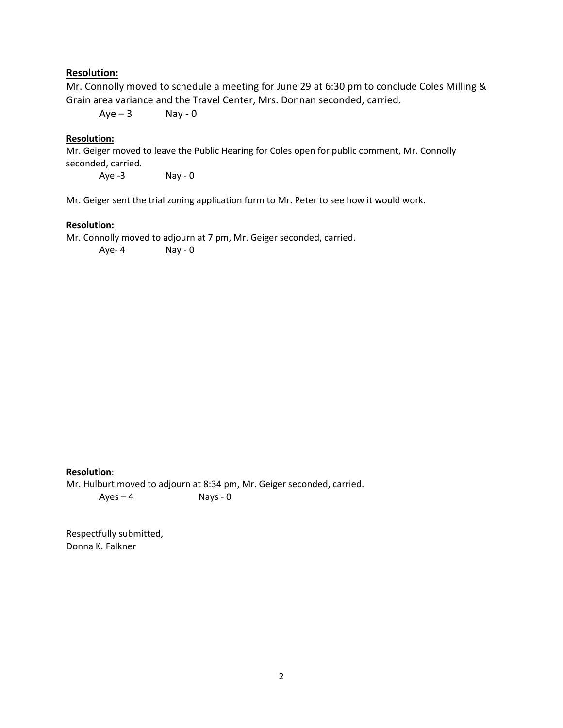**Resolution:**

Mr. Connolly moved to schedule a meeting for June 29 at 6:30 pm to conclude Coles Milling & Grain area variance and the Travel Center, Mrs. Donnan seconded, carried.

Aye – 3 Nay - 0

**Resolution:**

Mr. Geiger moved to leave the Public Hearing for Coles open for public comment, Mr. Connolly seconded, carried.

Aye -3 Nay - 0

Mr. Geiger sent the trial zoning application form to Mr. Peter to see how it would work.

**Resolution:**

Mr. Connolly moved to adjourn at 7 pm, Mr. Geiger seconded, carried.

Aye- 4 Nay - 0

**Resolution**:

Mr. Hulburt moved to adjourn at 8:34 pm, Mr. Geiger seconded, carried.

Ayes – 4 Nays - 0

Respectfully submitted,
Donna K. Falkner